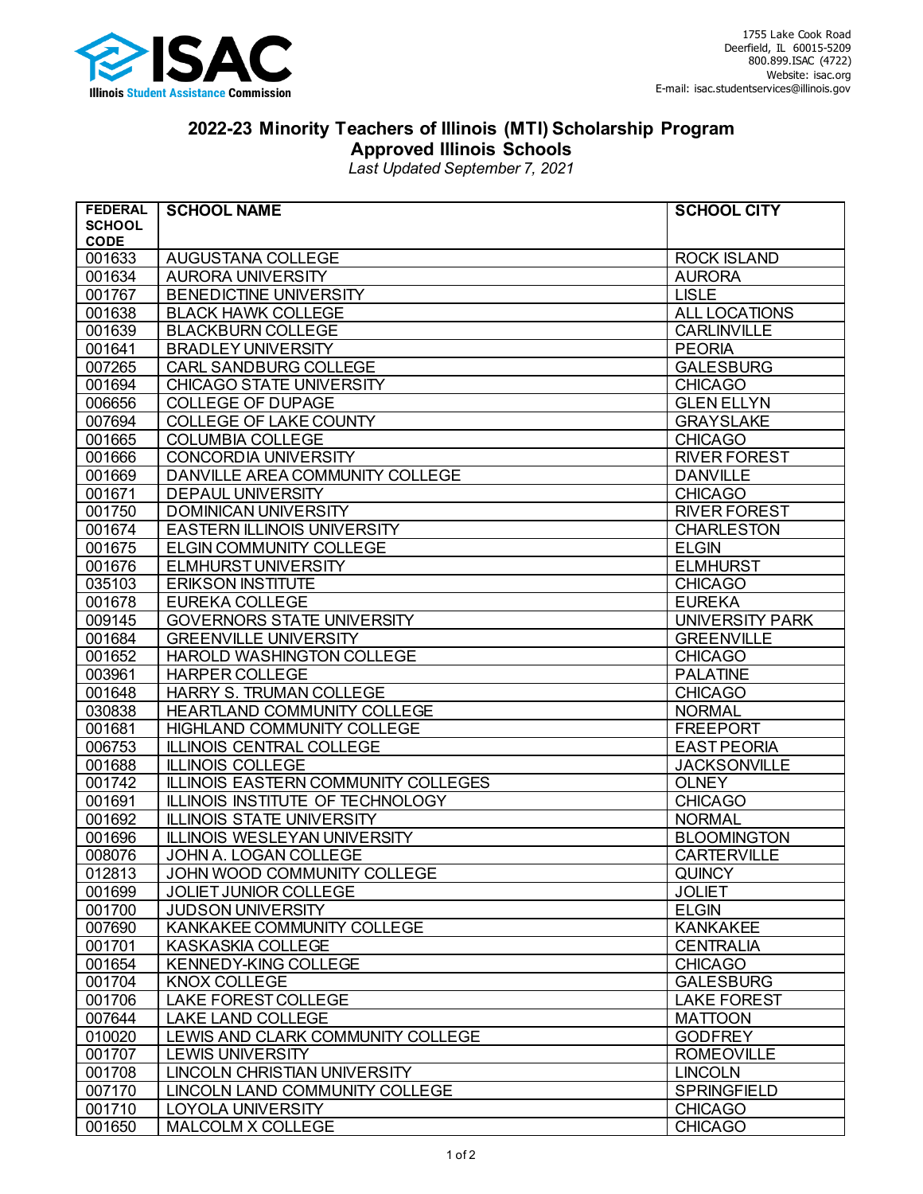ISAC
Illinois Student Assistance Commission

1755 Lake Cook Road
Deerfield, IL 60015-5209
800.899.ISAC (4722)
Website: isac.org
E-mail: isac.studentservices@illinois.gov

# 2022-23 Minority Teachers of Illinois (MTI) Scholarship Program
## Approved Illinois Schools

*Last Updated September 7, 2021*

| FEDERAL SCHOOL CODE | SCHOOL NAME | SCHOOL CITY |
|---|---|---|
| 001633 | AUGUSTANA COLLEGE | ROCK ISLAND |
| 001634 | AURORA UNIVERSITY | AURORA |
| 001767 | BENEDICTINE UNIVERSITY | LISLE |
| 001638 | BLACK HAWK COLLEGE | ALL LOCATIONS |
| 001639 | BLACKBURN COLLEGE | CARLINVILLE |
| 001641 | BRADLEY UNIVERSITY | PEORIA |
| 007265 | CARL SANDBURG COLLEGE | GALESBURG |
| 001694 | CHICAGO STATE UNIVERSITY | CHICAGO |
| 006656 | COLLEGE OF DUPAGE | GLEN ELLYN |
| 007694 | COLLEGE OF LAKE COUNTY | GRAYSLAKE |
| 001665 | COLUMBIA COLLEGE | CHICAGO |
| 001666 | CONCORDIA UNIVERSITY | RIVER FOREST |
| 001669 | DANVILLE AREA COMMUNITY COLLEGE | DANVILLE |
| 001671 | DEPAUL UNIVERSITY | CHICAGO |
| 001750 | DOMINICAN UNIVERSITY | RIVER FOREST |
| 001674 | EASTERN ILLINOIS UNIVERSITY | CHARLESTON |
| 001675 | ELGIN COMMUNITY COLLEGE | ELGIN |
| 001676 | ELMHURST UNIVERSITY | ELMHURST |
| 035103 | ERIKSON INSTITUTE | CHICAGO |
| 001678 | EUREKA COLLEGE | EUREKA |
| 009145 | GOVERNORS STATE UNIVERSITY | UNIVERSITY PARK |
| 001684 | GREENVILLE UNIVERSITY | GREENVILLE |
| 001652 | HAROLD WASHINGTON COLLEGE | CHICAGO |
| 003961 | HARPER COLLEGE | PALATINE |
| 001648 | HARRY S. TRUMAN COLLEGE | CHICAGO |
| 030838 | HEARTLAND COMMUNITY COLLEGE | NORMAL |
| 001681 | HIGHLAND COMMUNITY COLLEGE | FREEPORT |
| 006753 | ILLINOIS CENTRAL COLLEGE | EAST PEORIA |
| 001688 | ILLINOIS COLLEGE | JACKSONVILLE |
| 001742 | ILLINOIS EASTERN COMMUNITY COLLEGES | OLNEY |
| 001691 | ILLINOIS INSTITUTE OF TECHNOLOGY | CHICAGO |
| 001692 | ILLINOIS STATE UNIVERSITY | NORMAL |
| 001696 | ILLINOIS WESLEYAN UNIVERSITY | BLOOMINGTON |
| 008076 | JOHN A. LOGAN COLLEGE | CARTERVILLE |
| 012813 | JOHN WOOD COMMUNITY COLLEGE | QUINCY |
| 001699 | JOLIET JUNIOR COLLEGE | JOLIET |
| 001700 | JUDSON UNIVERSITY | ELGIN |
| 007690 | KANKAKEE COMMUNITY COLLEGE | KANKAKEE |
| 001701 | KASKASKIA COLLEGE | CENTRALIA |
| 001654 | KENNEDY-KING COLLEGE | CHICAGO |
| 001704 | KNOX COLLEGE | GALESBURG |
| 001706 | LAKE FOREST COLLEGE | LAKE FOREST |
| 007644 | LAKE LAND COLLEGE | MATTOON |
| 010020 | LEWIS AND CLARK COMMUNITY COLLEGE | GODFREY |
| 001707 | LEWIS UNIVERSITY | ROMEOVILLE |
| 001708 | LINCOLN CHRISTIAN UNIVERSITY | LINCOLN |
| 007170 | LINCOLN LAND COMMUNITY COLLEGE | SPRINGFIELD |
| 001710 | LOYOLA UNIVERSITY | CHICAGO |
| 001650 | MALCOLM X COLLEGE | CHICAGO |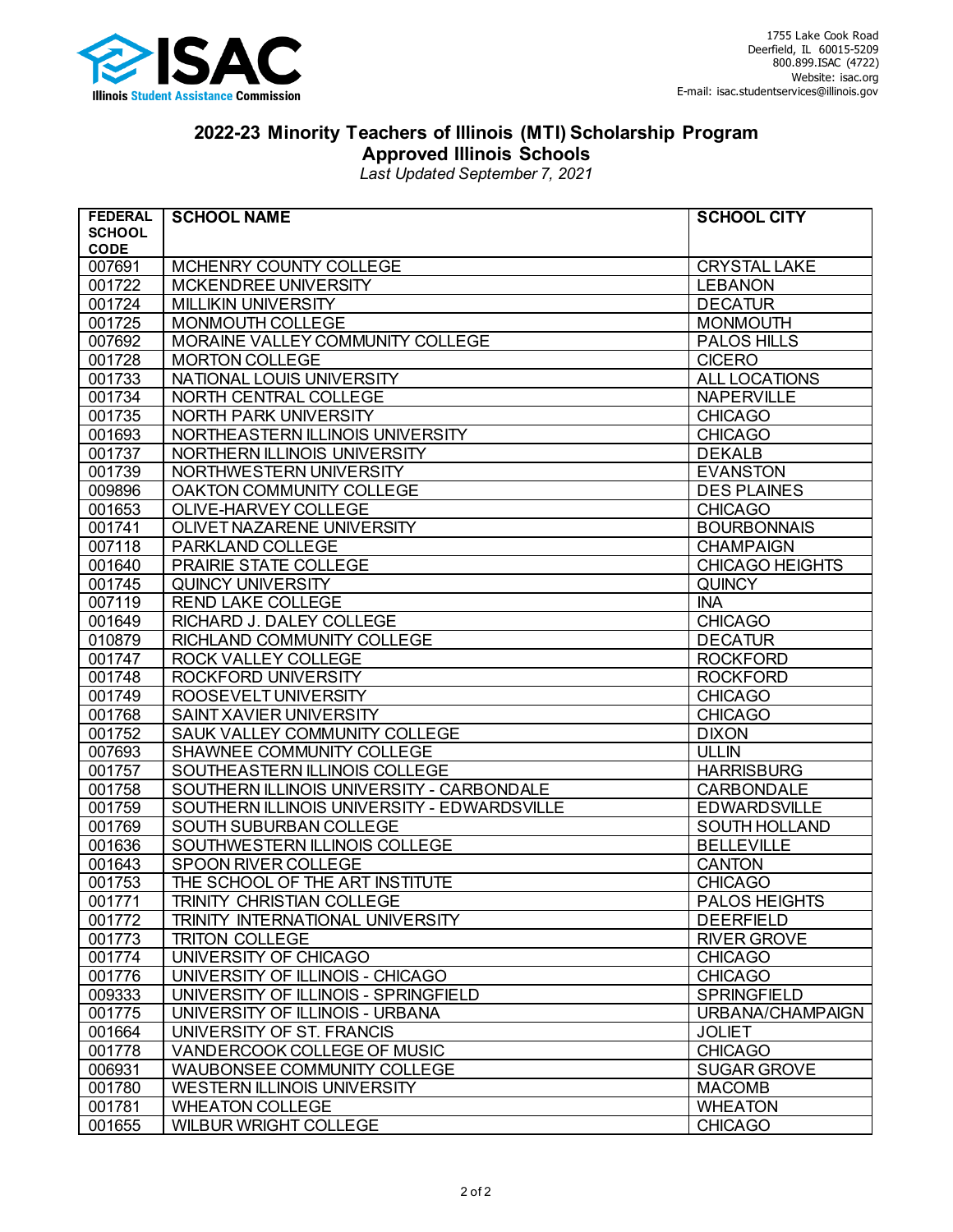1755 Lake Cook Road
Deerfield, IL 60015-5209
800.899.ISAC (4722)
Website: isac.org
E-mail: isac.studentservices@illinois.gov

ISAC Illinois Student Assistance Commission

## 2022-23 Minority Teachers of Illinois (MTI) Scholarship Program
## Approved Illinois Schools

*Last Updated September 7, 2021*

| FEDERAL SCHOOL CODE | SCHOOL NAME | SCHOOL CITY |
|---|---|---|
| 007691 | MCHENRY COUNTY COLLEGE | CRYSTAL LAKE |
| 001722 | MCKENDREE UNIVERSITY | LEBANON |
| 001724 | MILLIKIN UNIVERSITY | DECATUR |
| 001725 | MONMOUTH COLLEGE | MONMOUTH |
| 007692 | MORAINE VALLEY COMMUNITY COLLEGE | PALOS HILLS |
| 001728 | MORTON COLLEGE | CICERO |
| 001733 | NATIONAL LOUIS UNIVERSITY | ALL LOCATIONS |
| 001734 | NORTH CENTRAL COLLEGE | NAPERVILLE |
| 001735 | NORTH PARK UNIVERSITY | CHICAGO |
| 001693 | NORTHEASTERN ILLINOIS UNIVERSITY | CHICAGO |
| 001737 | NORTHERN ILLINOIS UNIVERSITY | DEKALB |
| 001739 | NORTHWESTERN UNIVERSITY | EVANSTON |
| 009896 | OAKTON COMMUNITY COLLEGE | DES PLAINES |
| 001653 | OLIVE-HARVEY COLLEGE | CHICAGO |
| 001741 | OLIVET NAZARENE UNIVERSITY | BOURBONNAIS |
| 007118 | PARKLAND COLLEGE | CHAMPAIGN |
| 001640 | PRAIRIE STATE COLLEGE | CHICAGO HEIGHTS |
| 001745 | QUINCY UNIVERSITY | QUINCY |
| 007119 | REND LAKE COLLEGE | INA |
| 001649 | RICHARD J. DALEY COLLEGE | CHICAGO |
| 010879 | RICHLAND COMMUNITY COLLEGE | DECATUR |
| 001747 | ROCK VALLEY COLLEGE | ROCKFORD |
| 001748 | ROCKFORD UNIVERSITY | ROCKFORD |
| 001749 | ROOSEVELT UNIVERSITY | CHICAGO |
| 001768 | SAINT XAVIER UNIVERSITY | CHICAGO |
| 001752 | SAUK VALLEY COMMUNITY COLLEGE | DIXON |
| 007693 | SHAWNEE COMMUNITY COLLEGE | ULLIN |
| 001757 | SOUTHEASTERN ILLINOIS COLLEGE | HARRISBURG |
| 001758 | SOUTHERN ILLINOIS UNIVERSITY - CARBONDALE | CARBONDALE |
| 001759 | SOUTHERN ILLINOIS UNIVERSITY - EDWARDSVILLE | EDWARDSVILLE |
| 001769 | SOUTH SUBURBAN COLLEGE | SOUTH HOLLAND |
| 001636 | SOUTHWESTERN ILLINOIS COLLEGE | BELLEVILLE |
| 001643 | SPOON RIVER COLLEGE | CANTON |
| 001753 | THE SCHOOL OF THE ART INSTITUTE | CHICAGO |
| 001771 | TRINITY CHRISTIAN COLLEGE | PALOS HEIGHTS |
| 001772 | TRINITY INTERNATIONAL UNIVERSITY | DEERFIELD |
| 001773 | TRITON COLLEGE | RIVER GROVE |
| 001774 | UNIVERSITY OF CHICAGO | CHICAGO |
| 001776 | UNIVERSITY OF ILLINOIS - CHICAGO | CHICAGO |
| 009333 | UNIVERSITY OF ILLINOIS - SPRINGFIELD | SPRINGFIELD |
| 001775 | UNIVERSITY OF ILLINOIS - URBANA | URBANA/CHAMPAIGN |
| 001664 | UNIVERSITY OF ST. FRANCIS | JOLIET |
| 001778 | VANDERCOOK COLLEGE OF MUSIC | CHICAGO |
| 006931 | WAUBONSEE COMMUNITY COLLEGE | SUGAR GROVE |
| 001780 | WESTERN ILLINOIS UNIVERSITY | MACOMB |
| 001781 | WHEATON COLLEGE | WHEATON |
| 001655 | WILBUR WRIGHT COLLEGE | CHICAGO |